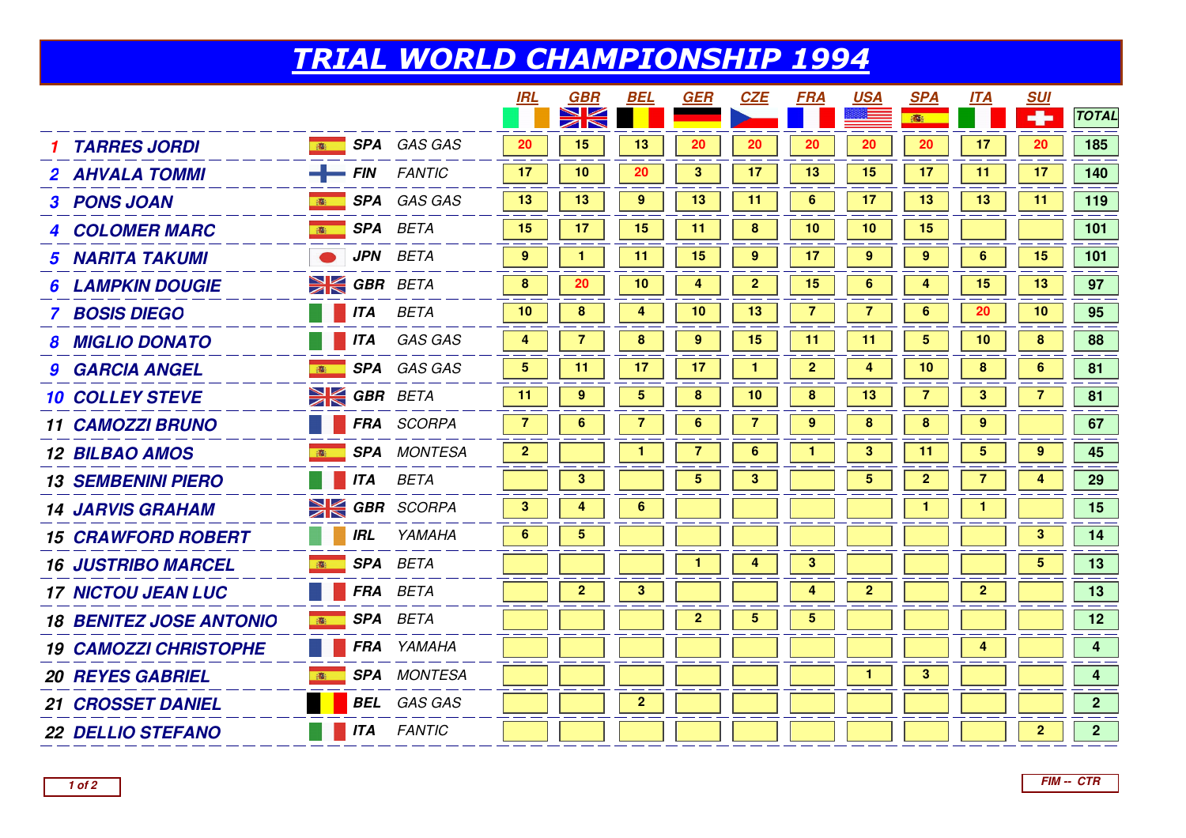# TRIAL WORLD CHAMPIONSHIP 1994

| Pos | Rider | Nat | Bike | IRL | GBR | BEL | GER | CZE | FRA | USA | SPA | ITA | SUI | TOTAL |
|---|---|---|---|---|---|---|---|---|---|---|---|---|---|---|
| 1 | TARRES JORDI | SPA | GAS GAS | 20 | 15 | 13 | 20 | 20 | 20 | 20 | 20 | 17 | 20 | 185 |
| 2 | AHVALA TOMMI | FIN | FANTIC | 17 | 10 | 20 | 3 | 17 | 13 | 15 | 17 | 11 | 17 | 140 |
| 3 | PONS JOAN | SPA | GAS GAS | 13 | 13 | 9 | 13 | 11 | 6 | 17 | 13 | 13 | 11 | 119 |
| 4 | COLOMER MARC | SPA | BETA | 15 | 17 | 15 | 11 | 8 | 10 | 10 | 15 | | | 101 |
| 5 | NARITA TAKUMI | JPN | BETA | 9 | 1 | 11 | 15 | 9 | 17 | 9 | 9 | 6 | 15 | 101 |
| 6 | LAMPKIN DOUGIE | GBR | BETA | 8 | 20 | 10 | 4 | 2 | 15 | 6 | 4 | 15 | 13 | 97 |
| 7 | BOSIS DIEGO | ITA | BETA | 10 | 8 | 4 | 10 | 13 | 7 | 7 | 6 | 20 | 10 | 95 |
| 8 | MIGLIO DONATO | ITA | GAS GAS | 4 | 7 | 8 | 9 | 15 | 11 | 11 | 5 | 10 | 8 | 88 |
| 9 | GARCIA ANGEL | SPA | GAS GAS | 5 | 11 | 17 | 17 | 1 | 2 | 4 | 10 | 8 | 6 | 81 |
| 10 | COLLEY STEVE | GBR | BETA | 11 | 9 | 5 | 8 | 10 | 8 | 13 | 7 | 3 | 7 | 81 |
| 11 | CAMOZZI BRUNO | FRA | SCORPA | 7 | 6 | 7 | 6 | 7 | 9 | 8 | 8 | 9 | | 67 |
| 12 | BILBAO AMOS | SPA | MONTESA | 2 | | 1 | 7 | 6 | 1 | 3 | 11 | 5 | 9 | 45 |
| 13 | SEMBENINI PIERO | ITA | BETA | | 3 | | 5 | 3 | | 5 | 2 | 7 | 4 | 29 |
| 14 | JARVIS GRAHAM | GBR | SCORPA | 3 | 4 | 6 | | | | | 1 | 1 | | 15 |
| 15 | CRAWFORD ROBERT | IRL | YAMAHA | 6 | 5 | | | | | | | | 3 | 14 |
| 16 | JUSTRIBO MARCEL | SPA | BETA | | | | 1 | 4 | 3 | | | | 5 | 13 |
| 17 | NICTOU JEAN LUC | FRA | BETA | | 2 | 3 | | | 4 | 2 | | 2 | | 13 |
| 18 | BENITEZ JOSE ANTONIO | SPA | BETA | | | | 2 | 5 | 5 | | | | | 12 |
| 19 | CAMOZZI CHRISTOPHE | FRA | YAMAHA | | | | | | | | | 4 | | 4 |
| 20 | REYES GABRIEL | SPA | MONTESA | | | | | | | 1 | 3 | | | 4 |
| 21 | CROSSET DANIEL | BEL | GAS GAS | | | 2 | | | | | | | | 2 |
| 22 | DELLIO STEFANO | ITA | FANTIC | | | | | | | | | | 2 | 2 |

FIM -- CTR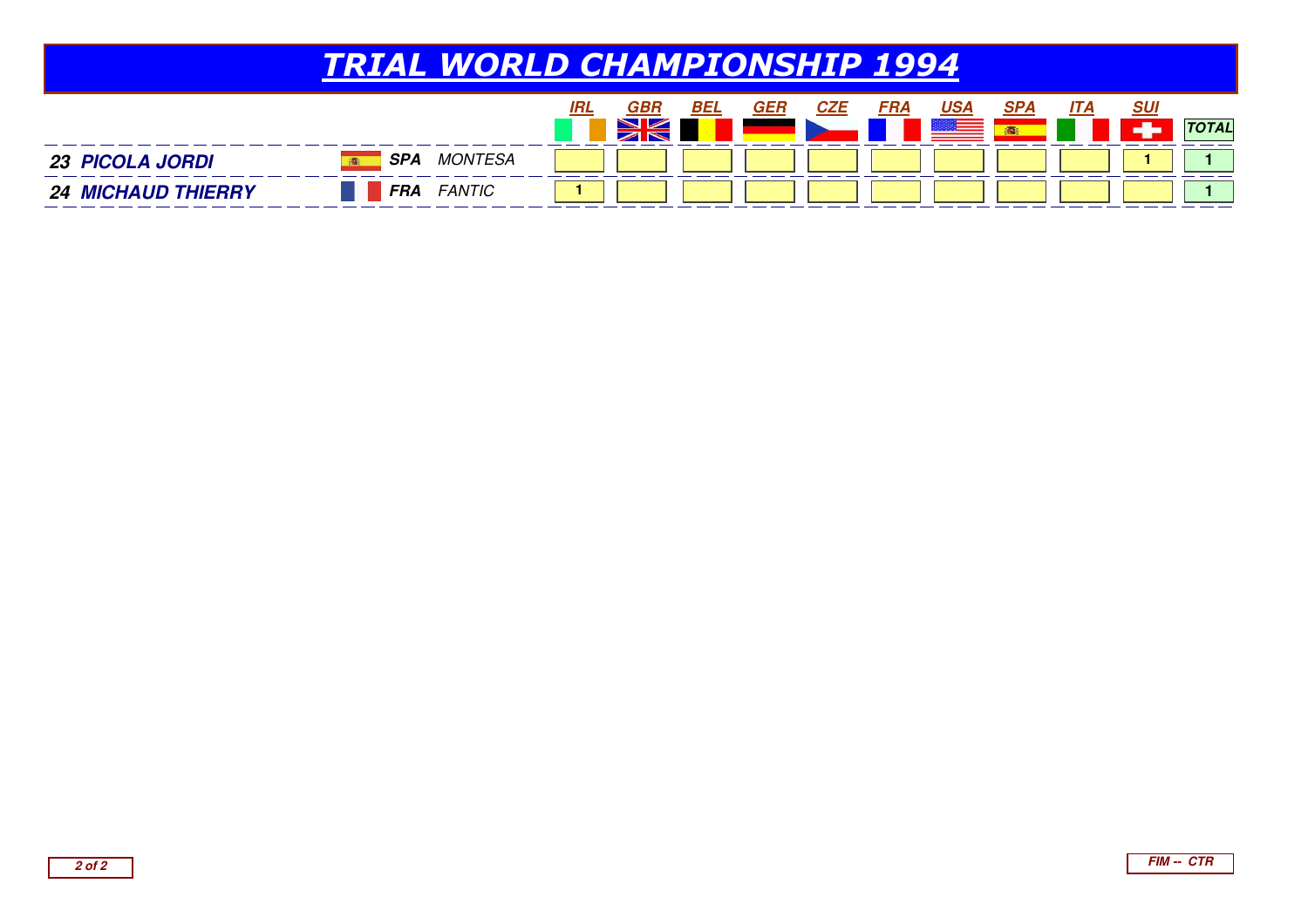# TRIAL WORLD CHAMPIONSHIP 1994

| | | | IRL | GBR | BEL | GER | CZE | FRA | USA | SPA | ITA | SUI | TOTAL |
|---|---|---|---|---|---|---|---|---|---|---|---|---|---|
| **23 PICOLA JORDI** | **SPA** | *MONTESA* | | | | | | | | | | 1 | 1 |
| **24 MICHAUD THIERRY** | **FRA** | *FANTIC* | 1 | | | | | | | | | | 1 |

FIM -- CTR